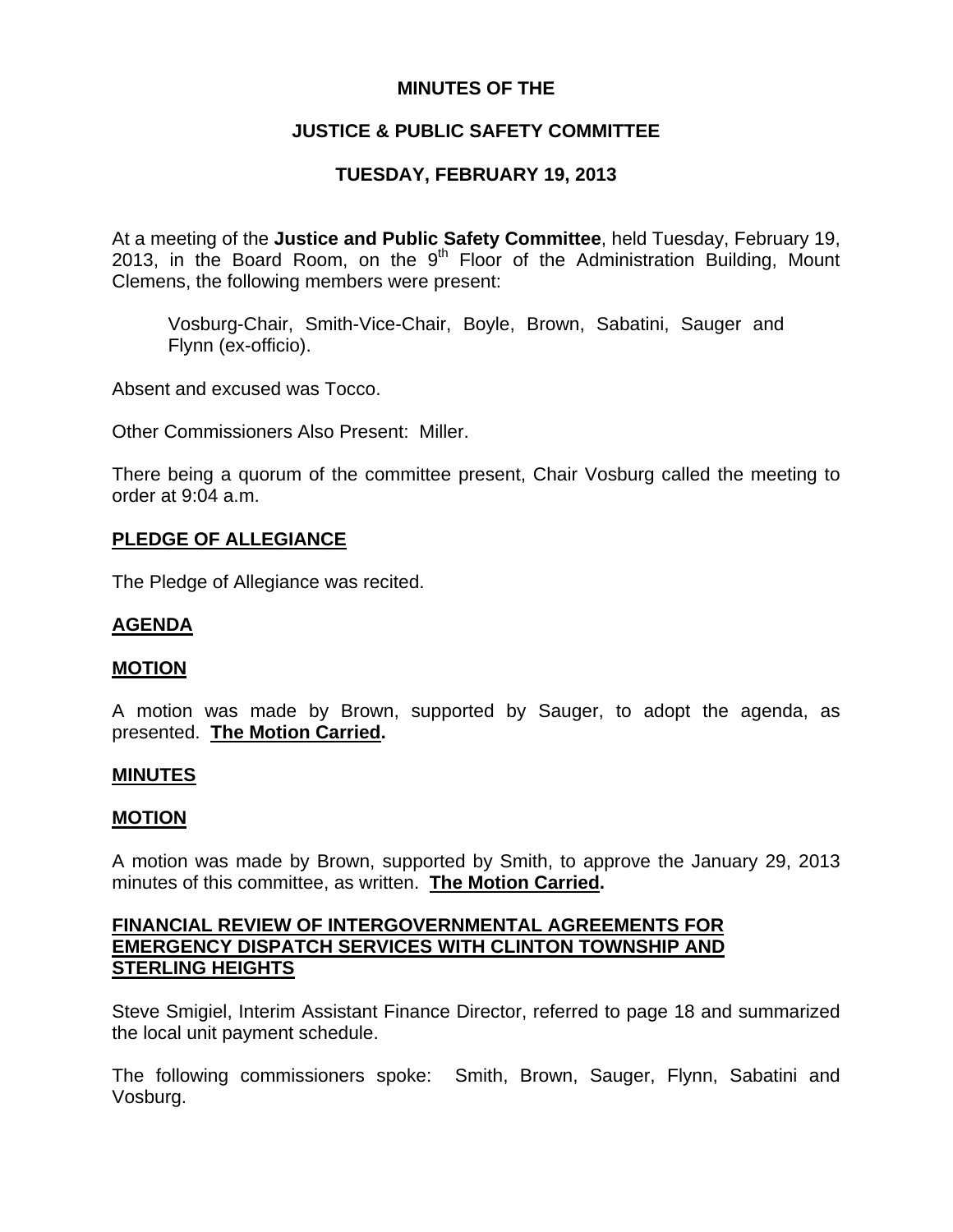**MINUTES OF THE**

**JUSTICE & PUBLIC SAFETY COMMITTEE**

**TUESDAY, FEBRUARY 19, 2013**

At a meeting of the **Justice and Public Safety Committee**, held Tuesday, February 19, 2013, in the Board Room, on the 9th Floor of the Administration Building, Mount Clemens, the following members were present:

Vosburg-Chair, Smith-Vice-Chair, Boyle, Brown, Sabatini, Sauger and Flynn (ex-officio).

Absent and excused was Tocco.

Other Commissioners Also Present: Miller.

There being a quorum of the committee present, Chair Vosburg called the meeting to order at 9:04 a.m.

**PLEDGE OF ALLEGIANCE**

The Pledge of Allegiance was recited.

**AGENDA**

**MOTION**

A motion was made by Brown, supported by Sauger, to adopt the agenda, as presented. **The Motion Carried.**

**MINUTES**

**MOTION**

A motion was made by Brown, supported by Smith, to approve the January 29, 2013 minutes of this committee, as written. **The Motion Carried.**

**FINANCIAL REVIEW OF INTERGOVERNMENTAL AGREEMENTS FOR EMERGENCY DISPATCH SERVICES WITH CLINTON TOWNSHIP AND STERLING HEIGHTS**

Steve Smigiel, Interim Assistant Finance Director, referred to page 18 and summarized the local unit payment schedule.

The following commissioners spoke: Smith, Brown, Sauger, Flynn, Sabatini and Vosburg.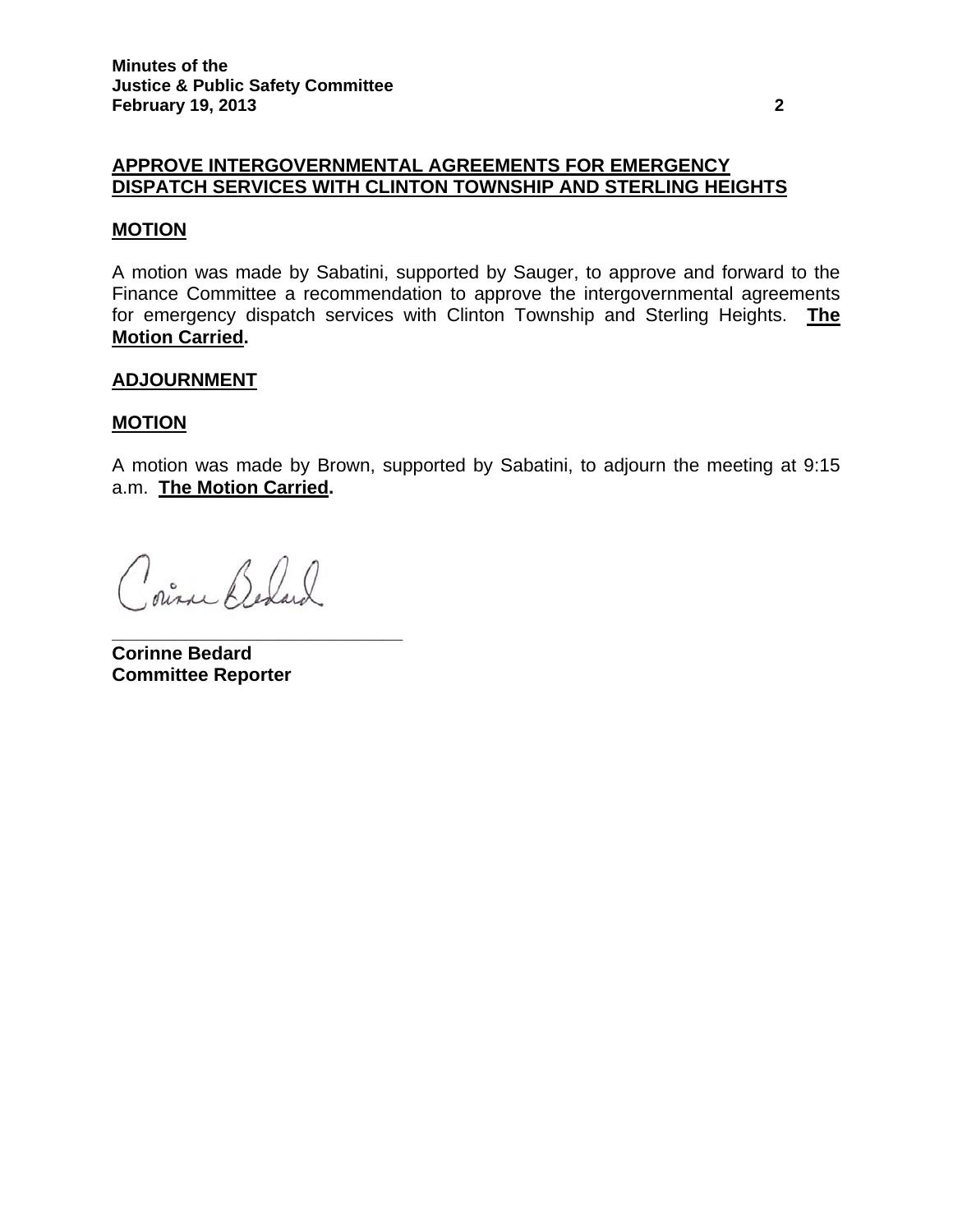## APPROVE INTERGOVERNMENTAL AGREEMENTS FOR EMERGENCY DISPATCH SERVICES WITH CLINTON TOWNSHIP AND STERLING HEIGHTS

### MOTION

A motion was made by Sabatini, supported by Sauger, to approve and forward to the Finance Committee a recommendation to approve the intergovernmental agreements for emergency dispatch services with Clinton Township and Sterling Heights. **The Motion Carried.**

## ADJOURNMENT

### MOTION

A motion was made by Brown, supported by Sabatini, to adjourn the meeting at 9:15 a.m. **The Motion Carried.**

\_\_\_\_\_\_\_\_\_\_\_\_\_\_\_\_\_\_\_\_\_\_\_\_\_\_\_\_\_\_

**Corinne Bedard**
**Committee Reporter**